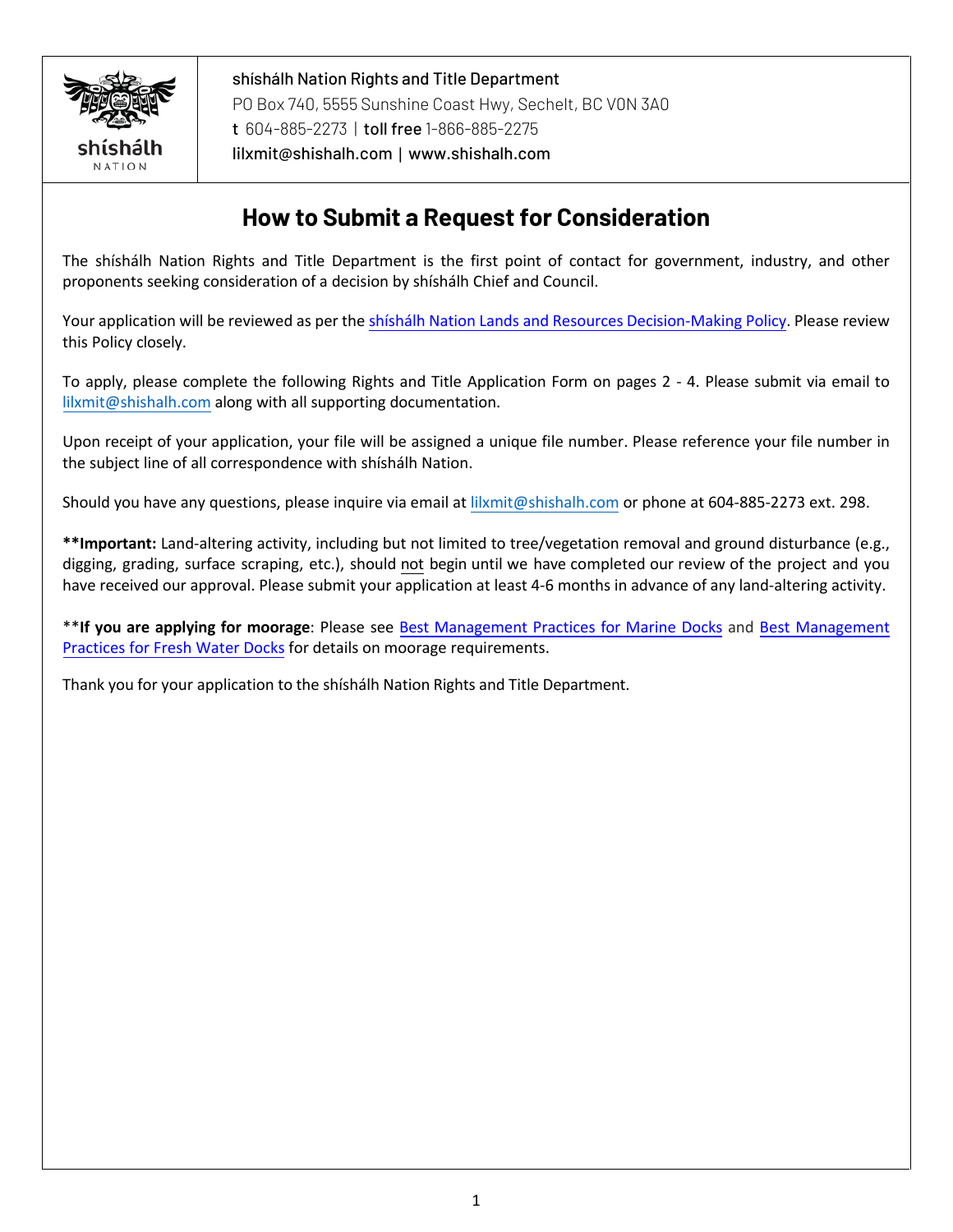shíshálh Nation Rights and Title Department
PO Box 740, 5555 Sunshine Coast Hwy, Sechelt, BC V0N 3A0
t 604-885-2273 | toll free 1-866-885-2275
lilxmit@shishalh.com | www.shishalh.com

# How to Submit a Request for Consideration

The shíshálh Nation Rights and Title Department is the first point of contact for government, industry, and other proponents seeking consideration of a decision by shíshálh Chief and Council.

Your application will be reviewed as per the shíshálh Nation Lands and Resources Decision-Making Policy. Please review this Policy closely.

To apply, please complete the following Rights and Title Application Form on pages 2 - 4. Please submit via email to lilxmit@shishalh.com along with all supporting documentation.

Upon receipt of your application, your file will be assigned a unique file number. Please reference your file number in the subject line of all correspondence with shíshálh Nation.

Should you have any questions, please inquire via email at lilxmit@shishalh.com or phone at 604-885-2273 ext. 298.

****Important:** Land-altering activity, including but not limited to tree/vegetation removal and ground disturbance (e.g., digging, grading, surface scraping, etc.), should not begin until we have completed our review of the project and you have received our approval. Please submit your application at least 4-6 months in advance of any land-altering activity.

****If you are applying for moorage**: Please see Best Management Practices for Marine Docks and Best Management Practices for Fresh Water Docks for details on moorage requirements.

Thank you for your application to the shíshálh Nation Rights and Title Department.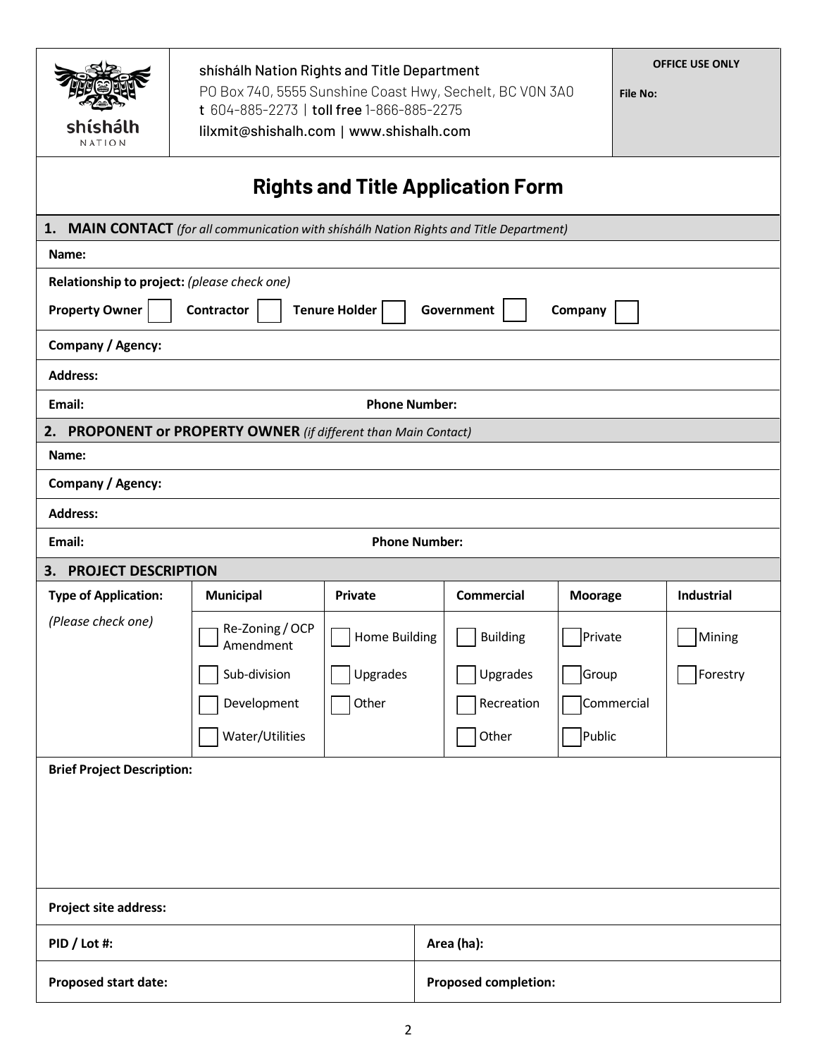shíshálh Nation Rights and Title Department
PO Box 740, 5555 Sunshine Coast Hwy, Sechelt, BC V0N 3A0
t 604-885-2273 | toll free 1-866-885-2275
lilxmit@shishalh.com | www.shishalh.com

**OFFICE USE ONLY**

**File No:**

# Rights and Title Application Form

## 1. MAIN CONTACT *(for all communication with shíshálh Nation Rights and Title Department)*

**Name:**

**Relationship to project:** *(please check one)*

**Property Owner** ☐ **Contractor** ☐ **Tenure Holder** ☐ **Government** ☐ **Company** ☐

**Company / Agency:**

**Address:**

**Email:** **Phone Number:**

## 2. PROPONENT or PROPERTY OWNER *(if different than Main Contact)*

**Name:**

**Company / Agency:**

**Address:**

**Email:** **Phone Number:**

## 3. PROJECT DESCRIPTION

| **Type of Application:** | **Municipal** | **Private** | **Commercial** | **Moorage** | **Industrial** |
|---|---|---|---|---|---|
| *(Please check one)* | ☐ Re-Zoning / OCP Amendment | ☐ Home Building | ☐ Building | ☐ Private | ☐ Mining |
| | ☐ Sub-division | ☐ Upgrades | ☐ Upgrades | ☐ Group | ☐ Forestry |
| | ☐ Development | ☐ Other | ☐ Recreation | ☐ Commercial | |
| | ☐ Water/Utilities | | ☐ Other | ☐ Public | |

**Brief Project Description:**

**Project site address:**

**PID / Lot #:** **Area (ha):**

**Proposed start date:** **Proposed completion:**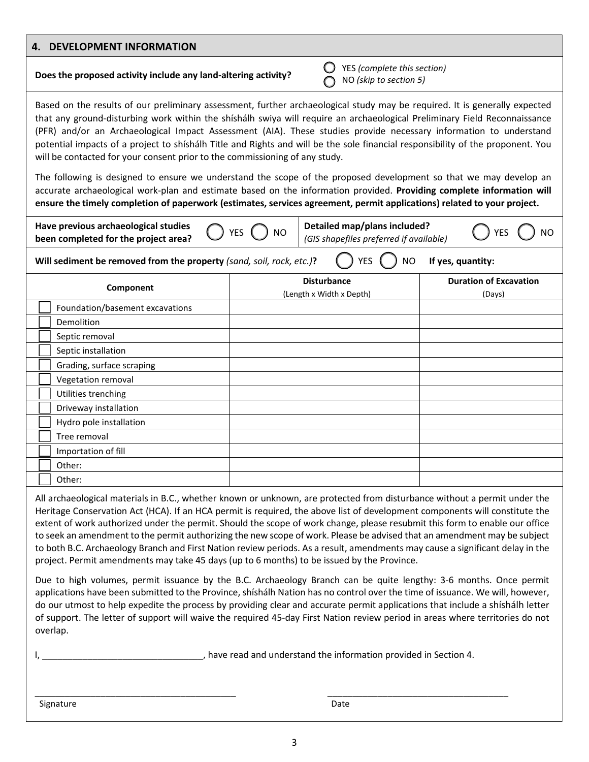## 4. DEVELOPMENT INFORMATION

**Does the proposed activity include any land-altering activity?**

◯ YES *(complete this section)*
◯ NO *(skip to section 5)*

Based on the results of our preliminary assessment, further archaeological study may be required. It is generally expected that any ground-disturbing work within the shíshálh swiya will require an archaeological Preliminary Field Reconnaissance (PFR) and/or an Archaeological Impact Assessment (AIA). These studies provide necessary information to understand potential impacts of a project to shíshálh Title and Rights and will be the sole financial responsibility of the proponent. You will be contacted for your consent prior to the commissioning of any study.

The following is designed to ensure we understand the scope of the proposed development so that we may develop an accurate archaeological work-plan and estimate based on the information provided. **Providing complete information will ensure the timely completion of paperwork (estimates, services agreement, permit applications) related to your project.**

**Have previous archaeological studies been completed for the project area?** ◯ YES ◯ NO

**Detailed map/plans included?** *(GIS shapefiles preferred if available)* ◯ YES ◯ NO

**Will sediment be removed from the property** *(sand, soil, rock, etc.)***?** ◯ YES ◯ NO **If yes, quantity:**

| Component | Disturbance (Length x Width x Depth) | Duration of Excavation (Days) |
|---|---|---|
| ☐ Foundation/basement excavations | | |
| ☐ Demolition | | |
| ☐ Septic removal | | |
| ☐ Septic installation | | |
| ☐ Grading, surface scraping | | |
| ☐ Vegetation removal | | |
| ☐ Utilities trenching | | |
| ☐ Driveway installation | | |
| ☐ Hydro pole installation | | |
| ☐ Tree removal | | |
| ☐ Importation of fill | | |
| ☐ Other: | | |
| ☐ Other: | | |

All archaeological materials in B.C., whether known or unknown, are protected from disturbance without a permit under the Heritage Conservation Act (HCA). If an HCA permit is required, the above list of development components will constitute the extent of work authorized under the permit. Should the scope of work change, please resubmit this form to enable our office to seek an amendment to the permit authorizing the new scope of work. Please be advised that an amendment may be subject to both B.C. Archaeology Branch and First Nation review periods. As a result, amendments may cause a significant delay in the project. Permit amendments may take 45 days (up to 6 months) to be issued by the Province.

Due to high volumes, permit issuance by the B.C. Archaeology Branch can be quite lengthy: 3-6 months. Once permit applications have been submitted to the Province, shíshálh Nation has no control over the time of issuance. We will, however, do our utmost to help expedite the process by providing clear and accurate permit applications that include a shíshálh letter of support. The letter of support will waive the required 45-day First Nation review period in areas where territories do not overlap.

I, ________________________________, have read and understand the information provided in Section 4.

_________________________________________ Signature

_____________________________________ Date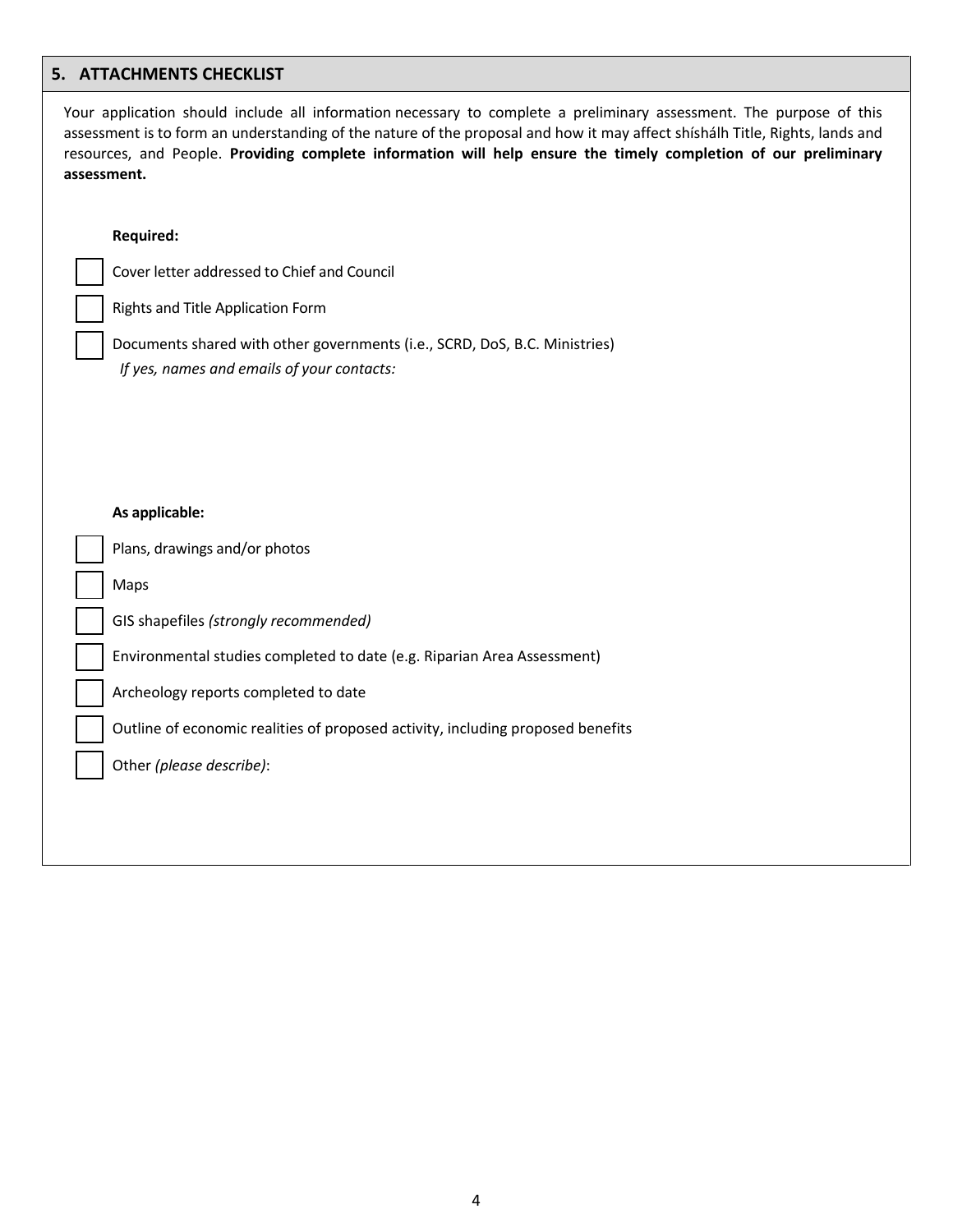## 5. ATTACHMENTS CHECKLIST

Your application should include all information necessary to complete a preliminary assessment. The purpose of this assessment is to form an understanding of the nature of the proposal and how it may affect shíshálh Title, Rights, lands and resources, and People. **Providing complete information will help ensure the timely completion of our preliminary assessment.**

**Required:**

- [ ] Cover letter addressed to Chief and Council
- [ ] Rights and Title Application Form
- [ ] Documents shared with other governments (i.e., SCRD, DoS, B.C. Ministries)
  *If yes, names and emails of your contacts:*

**As applicable:**

- [ ] Plans, drawings and/or photos
- [ ] Maps
- [ ] GIS shapefiles *(strongly recommended)*
- [ ] Environmental studies completed to date (e.g. Riparian Area Assessment)
- [ ] Archeology reports completed to date
- [ ] Outline of economic realities of proposed activity, including proposed benefits
- [ ] Other *(please describe)*: